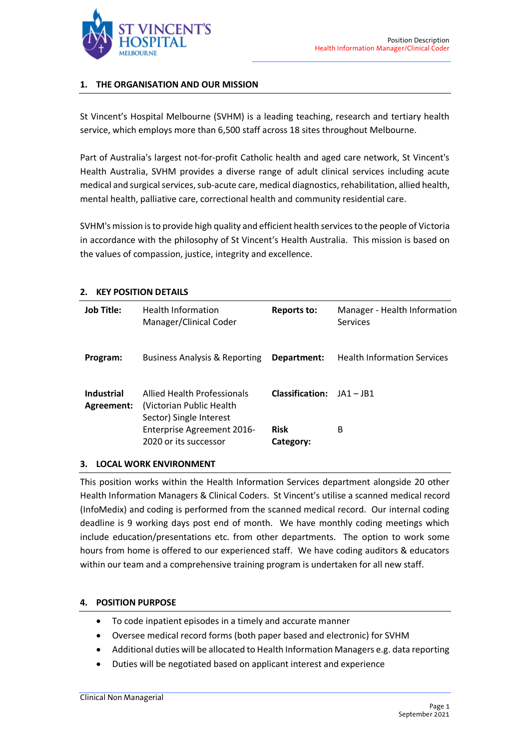## 1. THE ORGANISATION AND OUR MISSION

St Vincent's Hospital Melbourne (SVHM) is a leading teaching, research and tertiary health service, which employs more than 6,500 staff across 18 sites throughout Melbourne.

Part of Australia's largest not-for-profit Catholic health and aged care network, St Vincent's Health Australia, SVHM provides a diverse range of adult clinical services including acute medical and surgical services, sub-acute care, medical diagnostics, rehabilitation, allied health, mental health, palliative care, correctional health and community residential care.

SVHM's mission is to provide high quality and efficient health services to the people of Victoria in accordance with the philosophy of St Vincent's Health Australia. This mission is based on the values of compassion, justice, integrity and excellence.

## 2. KEY POSITION DETAILS

| | | | |
|---|---|---|---|
| **Job Title:** | Health Information Manager/Clinical Coder | **Reports to:** | Manager - Health Information Services |
| **Program:** | Business Analysis & Reporting | **Department:** | Health Information Services |
| **Industrial Agreement:** | Allied Health Professionals (Victorian Public Health Sector) Single Interest Enterprise Agreement 2016-2020 or its successor | **Classification:** | JA1 – JB1 |
| | | **Risk Category:** | B |

## 3. LOCAL WORK ENVIRONMENT

This position works within the Health Information Services department alongside 20 other Health Information Managers & Clinical Coders. St Vincent's utilise a scanned medical record (InfoMedix) and coding is performed from the scanned medical record. Our internal coding deadline is 9 working days post end of month. We have monthly coding meetings which include education/presentations etc. from other departments. The option to work some hours from home is offered to our experienced staff. We have coding auditors & educators within our team and a comprehensive training program is undertaken for all new staff.

## 4. POSITION PURPOSE

- To code inpatient episodes in a timely and accurate manner
- Oversee medical record forms (both paper based and electronic) for SVHM
- Additional duties will be allocated to Health Information Managers e.g. data reporting
- Duties will be negotiated based on applicant interest and experience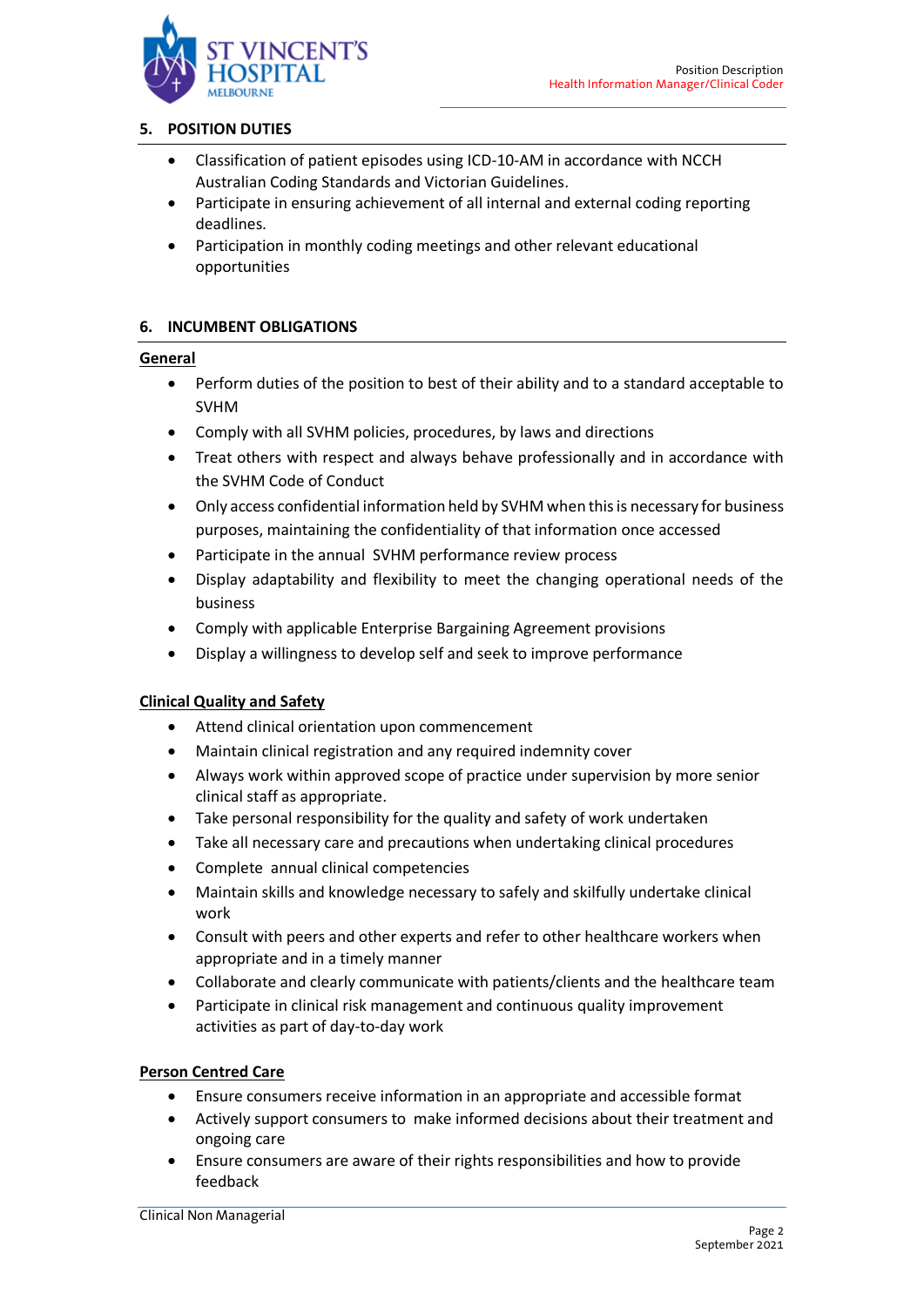## 5. POSITION DUTIES

- Classification of patient episodes using ICD-10-AM in accordance with NCCH Australian Coding Standards and Victorian Guidelines.
- Participate in ensuring achievement of all internal and external coding reporting deadlines.
- Participation in monthly coding meetings and other relevant educational opportunities

## 6. INCUMBENT OBLIGATIONS

### General

- Perform duties of the position to best of their ability and to a standard acceptable to SVHM
- Comply with all SVHM policies, procedures, by laws and directions
- Treat others with respect and always behave professionally and in accordance with the SVHM Code of Conduct
- Only access confidential information held by SVHM when this is necessary for business purposes, maintaining the confidentiality of that information once accessed
- Participate in the annual SVHM performance review process
- Display adaptability and flexibility to meet the changing operational needs of the business
- Comply with applicable Enterprise Bargaining Agreement provisions
- Display a willingness to develop self and seek to improve performance

### Clinical Quality and Safety

- Attend clinical orientation upon commencement
- Maintain clinical registration and any required indemnity cover
- Always work within approved scope of practice under supervision by more senior clinical staff as appropriate.
- Take personal responsibility for the quality and safety of work undertaken
- Take all necessary care and precautions when undertaking clinical procedures
- Complete annual clinical competencies
- Maintain skills and knowledge necessary to safely and skilfully undertake clinical work
- Consult with peers and other experts and refer to other healthcare workers when appropriate and in a timely manner
- Collaborate and clearly communicate with patients/clients and the healthcare team
- Participate in clinical risk management and continuous quality improvement activities as part of day-to-day work

### Person Centred Care

- Ensure consumers receive information in an appropriate and accessible format
- Actively support consumers to make informed decisions about their treatment and ongoing care
- Ensure consumers are aware of their rights responsibilities and how to provide feedback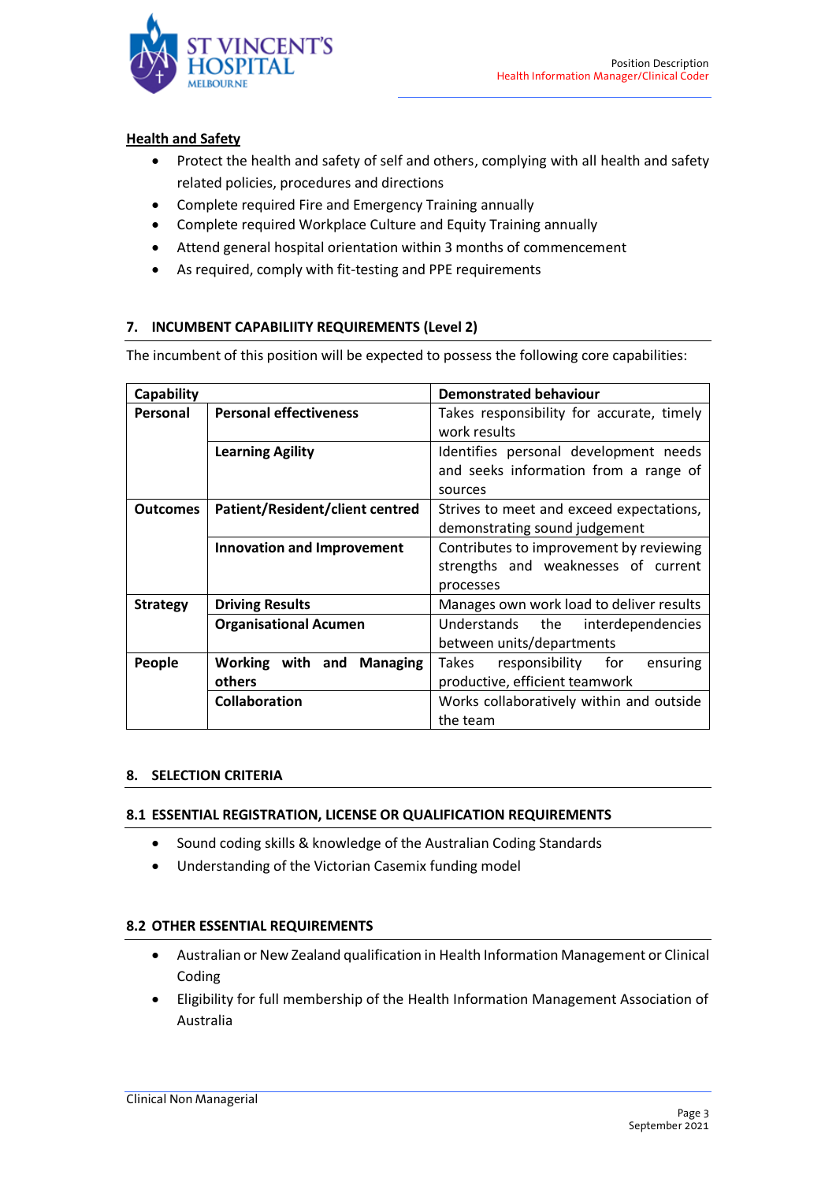**Health and Safety**

- Protect the health and safety of self and others, complying with all health and safety related policies, procedures and directions
- Complete required Fire and Emergency Training annually
- Complete required Workplace Culture and Equity Training annually
- Attend general hospital orientation within 3 months of commencement
- As required, comply with fit-testing and PPE requirements

## 7. INCUMBENT CAPABILIITY REQUIREMENTS (Level 2)

The incumbent of this position will be expected to possess the following core capabilities:

| Capability | | Demonstrated behaviour |
|---|---|---|
| **Personal** | **Personal effectiveness** | Takes responsibility for accurate, timely work results |
| | **Learning Agility** | Identifies personal development needs and seeks information from a range of sources |
| **Outcomes** | **Patient/Resident/client centred** | Strives to meet and exceed expectations, demonstrating sound judgement |
| | **Innovation and Improvement** | Contributes to improvement by reviewing strengths and weaknesses of current processes |
| **Strategy** | **Driving Results** | Manages own work load to deliver results |
| | **Organisational Acumen** | Understands the interdependencies between units/departments |
| **People** | **Working with and Managing others** | Takes responsibility for ensuring productive, efficient teamwork |
| | **Collaboration** | Works collaboratively within and outside the team |

## 8. SELECTION CRITERIA

### 8.1 ESSENTIAL REGISTRATION, LICENSE OR QUALIFICATION REQUIREMENTS

- Sound coding skills & knowledge of the Australian Coding Standards
- Understanding of the Victorian Casemix funding model

### 8.2 OTHER ESSENTIAL REQUIREMENTS

- Australian or New Zealand qualification in Health Information Management or Clinical Coding
- Eligibility for full membership of the Health Information Management Association of Australia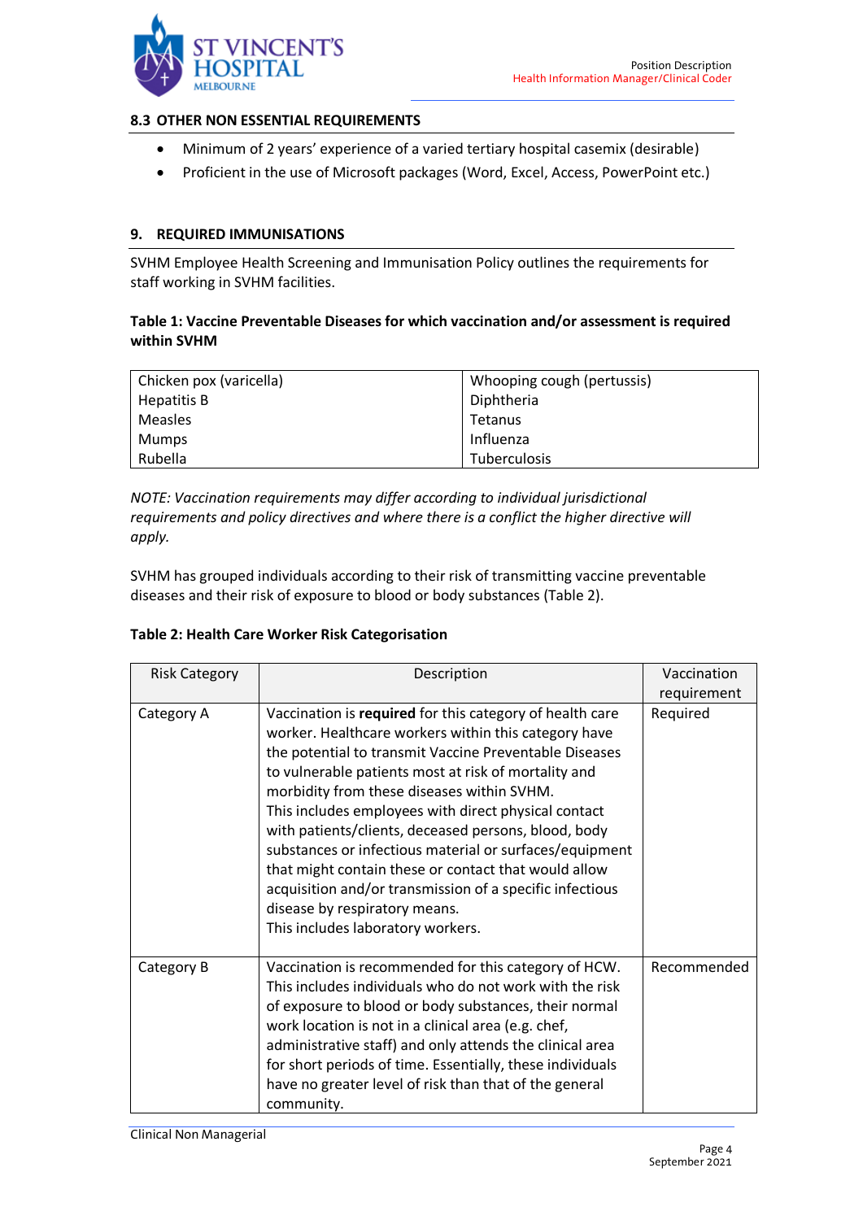## 8.3 OTHER NON ESSENTIAL REQUIREMENTS

- Minimum of 2 years' experience of a varied tertiary hospital casemix (desirable)
- Proficient in the use of Microsoft packages (Word, Excel, Access, PowerPoint etc.)

## 9. REQUIRED IMMUNISATIONS

SVHM Employee Health Screening and Immunisation Policy outlines the requirements for staff working in SVHM facilities.

**Table 1: Vaccine Preventable Diseases for which vaccination and/or assessment is required within SVHM**

| | |
|---|---|
| Chicken pox (varicella) | Whooping cough (pertussis) |
| Hepatitis B | Diphtheria |
| Measles | Tetanus |
| Mumps | Influenza |
| Rubella | Tuberculosis |

*NOTE: Vaccination requirements may differ according to individual jurisdictional requirements and policy directives and where there is a conflict the higher directive will apply.*

SVHM has grouped individuals according to their risk of transmitting vaccine preventable diseases and their risk of exposure to blood or body substances (Table 2).

**Table 2: Health Care Worker Risk Categorisation**

| Risk Category | Description | Vaccination requirement |
|---|---|---|
| Category A | Vaccination is **required** for this category of health care worker. Healthcare workers within this category have the potential to transmit Vaccine Preventable Diseases to vulnerable patients most at risk of mortality and morbidity from these diseases within SVHM. This includes employees with direct physical contact with patients/clients, deceased persons, blood, body substances or infectious material or surfaces/equipment that might contain these or contact that would allow acquisition and/or transmission of a specific infectious disease by respiratory means. This includes laboratory workers. | Required |
| Category B | Vaccination is recommended for this category of HCW. This includes individuals who do not work with the risk of exposure to blood or body substances, their normal work location is not in a clinical area (e.g. chef, administrative staff) and only attends the clinical area for short periods of time. Essentially, these individuals have no greater level of risk than that of the general community. | Recommended |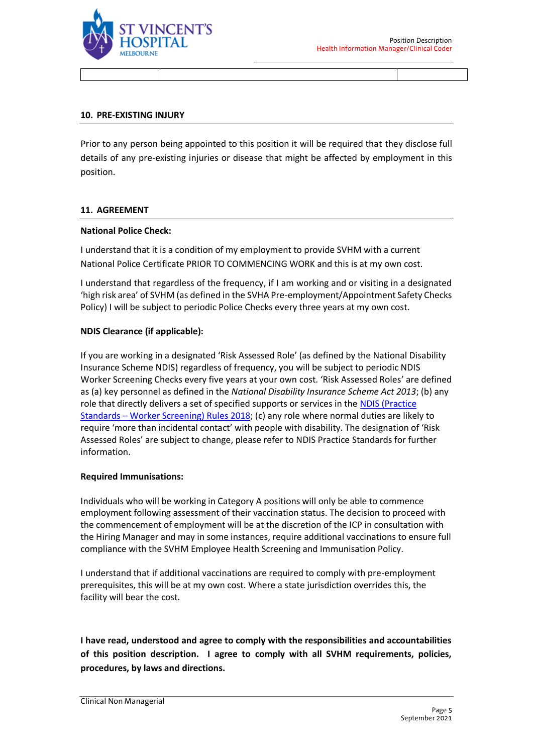## 10. PRE-EXISTING INJURY

Prior to any person being appointed to this position it will be required that they disclose full details of any pre-existing injuries or disease that might be affected by employment in this position.

## 11. AGREEMENT

**National Police Check:**

I understand that it is a condition of my employment to provide SVHM with a current National Police Certificate PRIOR TO COMMENCING WORK and this is at my own cost.

I understand that regardless of the frequency, if I am working and or visiting in a designated 'high risk area' of SVHM (as defined in the SVHA Pre-employment/Appointment Safety Checks Policy) I will be subject to periodic Police Checks every three years at my own cost.

**NDIS Clearance (if applicable):**

If you are working in a designated 'Risk Assessed Role' (as defined by the National Disability Insurance Scheme NDIS) regardless of frequency, you will be subject to periodic NDIS Worker Screening Checks every five years at your own cost. 'Risk Assessed Roles' are defined as (a) key personnel as defined in the *National Disability Insurance Scheme Act 2013*; (b) any role that directly delivers a set of specified supports or services in the NDIS (Practice Standards – Worker Screening) Rules 2018; (c) any role where normal duties are likely to require 'more than incidental contact' with people with disability. The designation of 'Risk Assessed Roles' are subject to change, please refer to NDIS Practice Standards for further information.

**Required Immunisations:**

Individuals who will be working in Category A positions will only be able to commence employment following assessment of their vaccination status. The decision to proceed with the commencement of employment will be at the discretion of the ICP in consultation with the Hiring Manager and may in some instances, require additional vaccinations to ensure full compliance with the SVHM Employee Health Screening and Immunisation Policy.

I understand that if additional vaccinations are required to comply with pre-employment prerequisites, this will be at my own cost. Where a state jurisdiction overrides this, the facility will bear the cost.

**I have read, understood and agree to comply with the responsibilities and accountabilities of this position description. I agree to comply with all SVHM requirements, policies, procedures, by laws and directions.**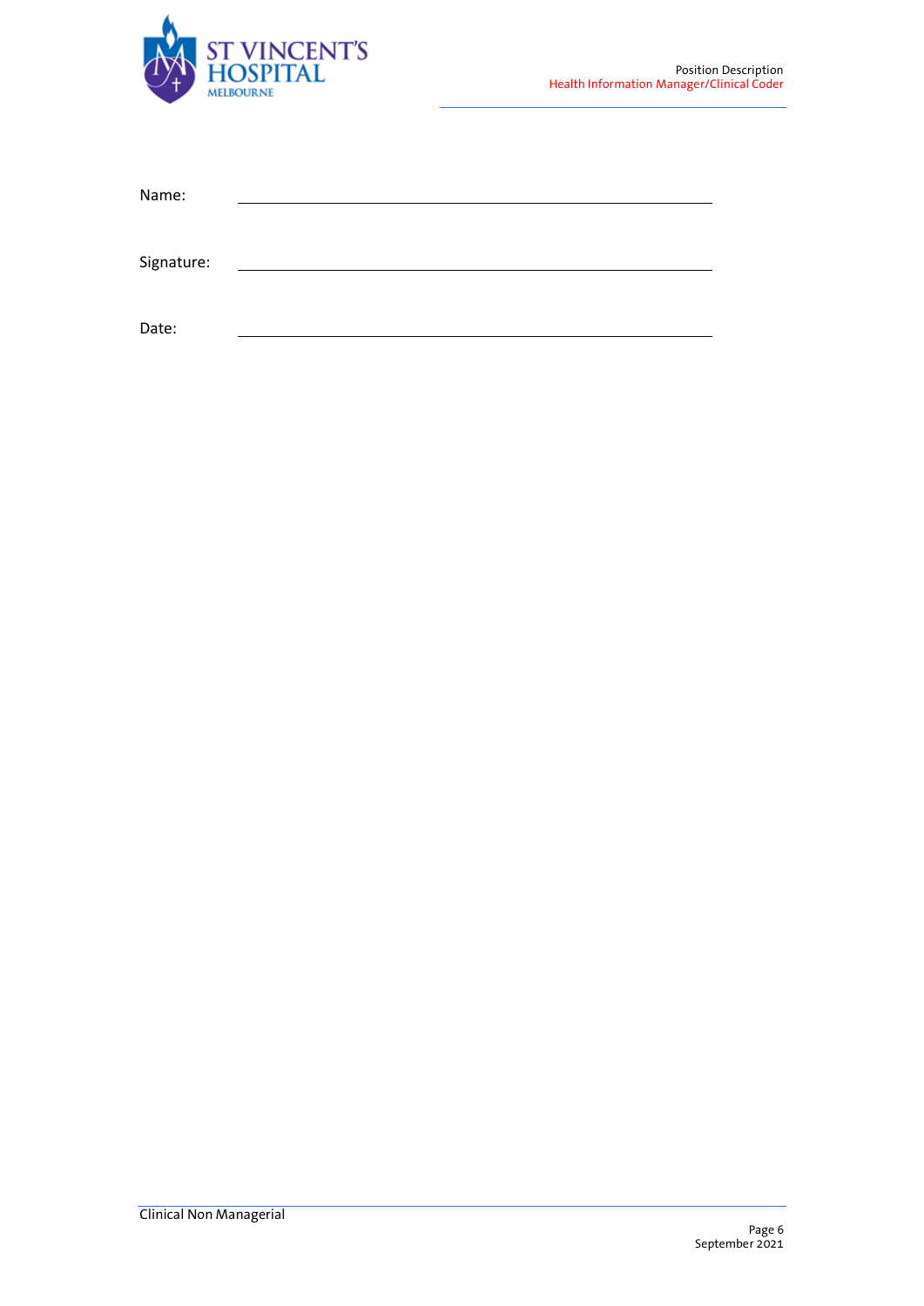Name: \_\_\_\_\_\_\_\_\_\_\_\_\_\_\_\_\_\_\_\_\_\_\_\_\_\_\_\_\_\_\_\_\_\_\_\_\_\_\_\_

Signature: \_\_\_\_\_\_\_\_\_\_\_\_\_\_\_\_\_\_\_\_\_\_\_\_\_\_\_\_\_\_\_\_\_\_\_\_\_\_\_\_

Date: \_\_\_\_\_\_\_\_\_\_\_\_\_\_\_\_\_\_\_\_\_\_\_\_\_\_\_\_\_\_\_\_\_\_\_\_\_\_\_\_